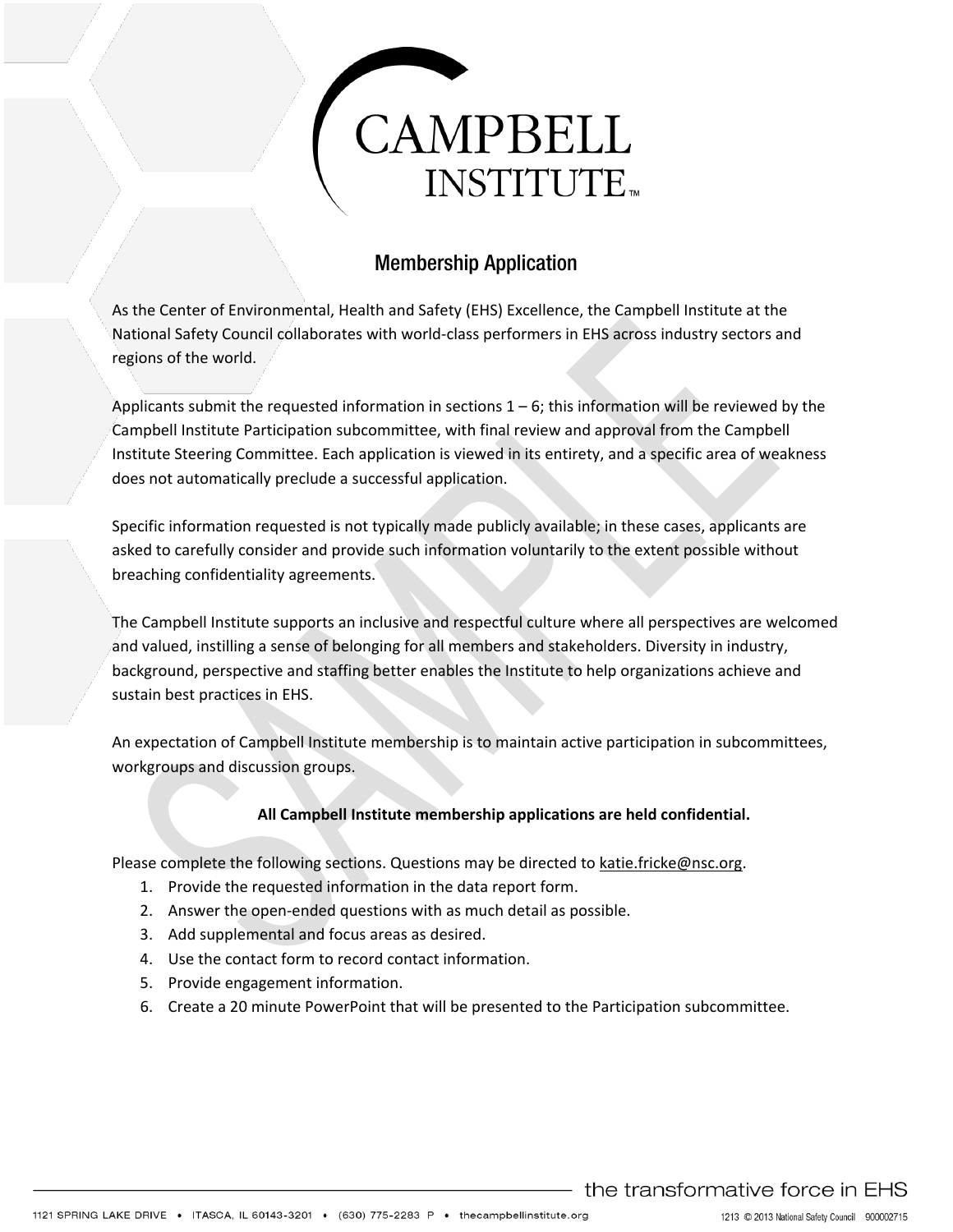# CAMPBELL INSTITUTE™

## Membership Application

As the Center of Environmental, Health and Safety (EHS) Excellence, the Campbell Institute at the National Safety Council collaborates with world-class performers in EHS across industry sectors and regions of the world.

Applicants submit the requested information in sections 1 – 6; this information will be reviewed by the Campbell Institute Participation subcommittee, with final review and approval from the Campbell Institute Steering Committee. Each application is viewed in its entirety, and a specific area of weakness does not automatically preclude a successful application.

Specific information requested is not typically made publicly available; in these cases, applicants are asked to carefully consider and provide such information voluntarily to the extent possible without breaching confidentiality agreements.

The Campbell Institute supports an inclusive and respectful culture where all perspectives are welcomed and valued, instilling a sense of belonging for all members and stakeholders. Diversity in industry, background, perspective and staffing better enables the Institute to help organizations achieve and sustain best practices in EHS.

An expectation of Campbell Institute membership is to maintain active participation in subcommittees, workgroups and discussion groups.

**All Campbell Institute membership applications are held confidential.**

Please complete the following sections. Questions may be directed to katie.fricke@nsc.org.

1. Provide the requested information in the data report form.
2. Answer the open-ended questions with as much detail as possible.
3. Add supplemental and focus areas as desired.
4. Use the contact form to record contact information.
5. Provide engagement information.
6. Create a 20 minute PowerPoint that will be presented to the Participation subcommittee.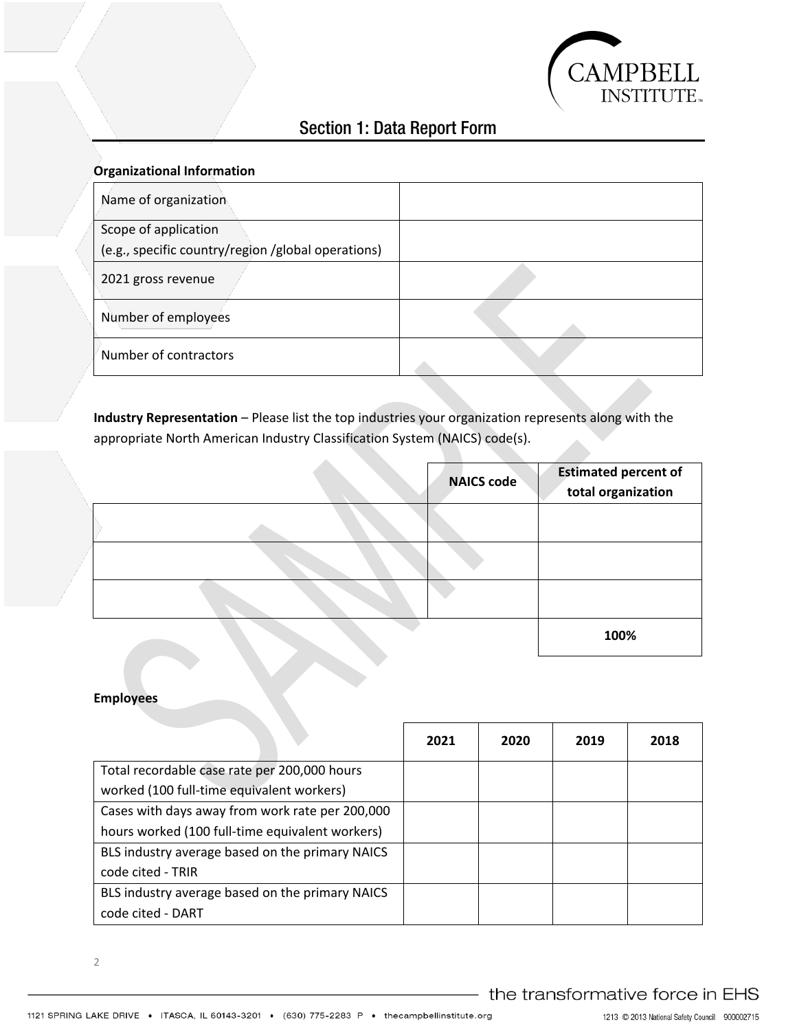## Section 1: Data Report Form

**Organizational Information**

| | |
|---|---|
| Name of organization | |
| Scope of application (e.g., specific country/region /global operations) | |
| 2021 gross revenue | |
| Number of employees | |
| Number of contractors | |

**Industry Representation** – Please list the top industries your organization represents along with the appropriate North American Industry Classification System (NAICS) code(s).

| | **NAICS code** | **Estimated percent of total organization** |
|---|---|---|
| | | |
| | | |
| | | |
| | | **100%** |

**Employees**

| | **2021** | **2020** | **2019** | **2018** |
|---|---|---|---|---|
| Total recordable case rate per 200,000 hours worked (100 full-time equivalent workers) | | | | |
| Cases with days away from work rate per 200,000 hours worked (100 full-time equivalent workers) | | | | |
| BLS industry average based on the primary NAICS code cited - TRIR | | | | |
| BLS industry average based on the primary NAICS code cited - DART | | | | |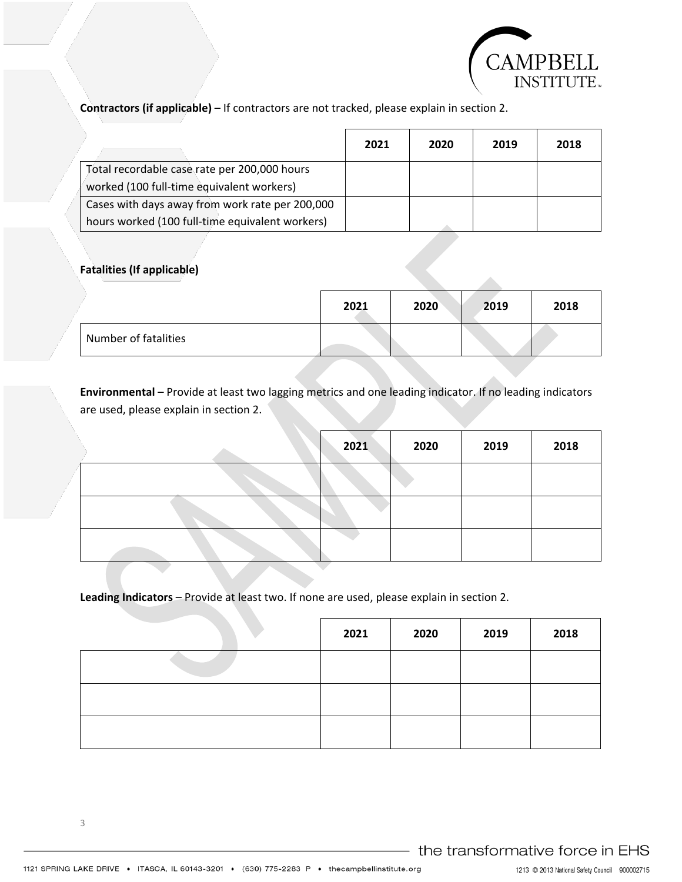**Contractors (if applicable)** – If contractors are not tracked, please explain in section 2.

| | 2021 | 2020 | 2019 | 2018 |
|---|---|---|---|---|
| Total recordable case rate per 200,000 hours worked (100 full-time equivalent workers) | | | | |
| Cases with days away from work rate per 200,000 hours worked (100 full-time equivalent workers) | | | | |

**Fatalities (If applicable)**

| | 2021 | 2020 | 2019 | 2018 |
|---|---|---|---|---|
| Number of fatalities | | | | |

**Environmental** – Provide at least two lagging metrics and one leading indicator. If no leading indicators are used, please explain in section 2.

| | 2021 | 2020 | 2019 | 2018 |
|---|---|---|---|---|
| | | | | |
| | | | | |
| | | | | |

**Leading Indicators** – Provide at least two. If none are used, please explain in section 2.

| | 2021 | 2020 | 2019 | 2018 |
|---|---|---|---|---|
| | | | | |
| | | | | |
| | | | | |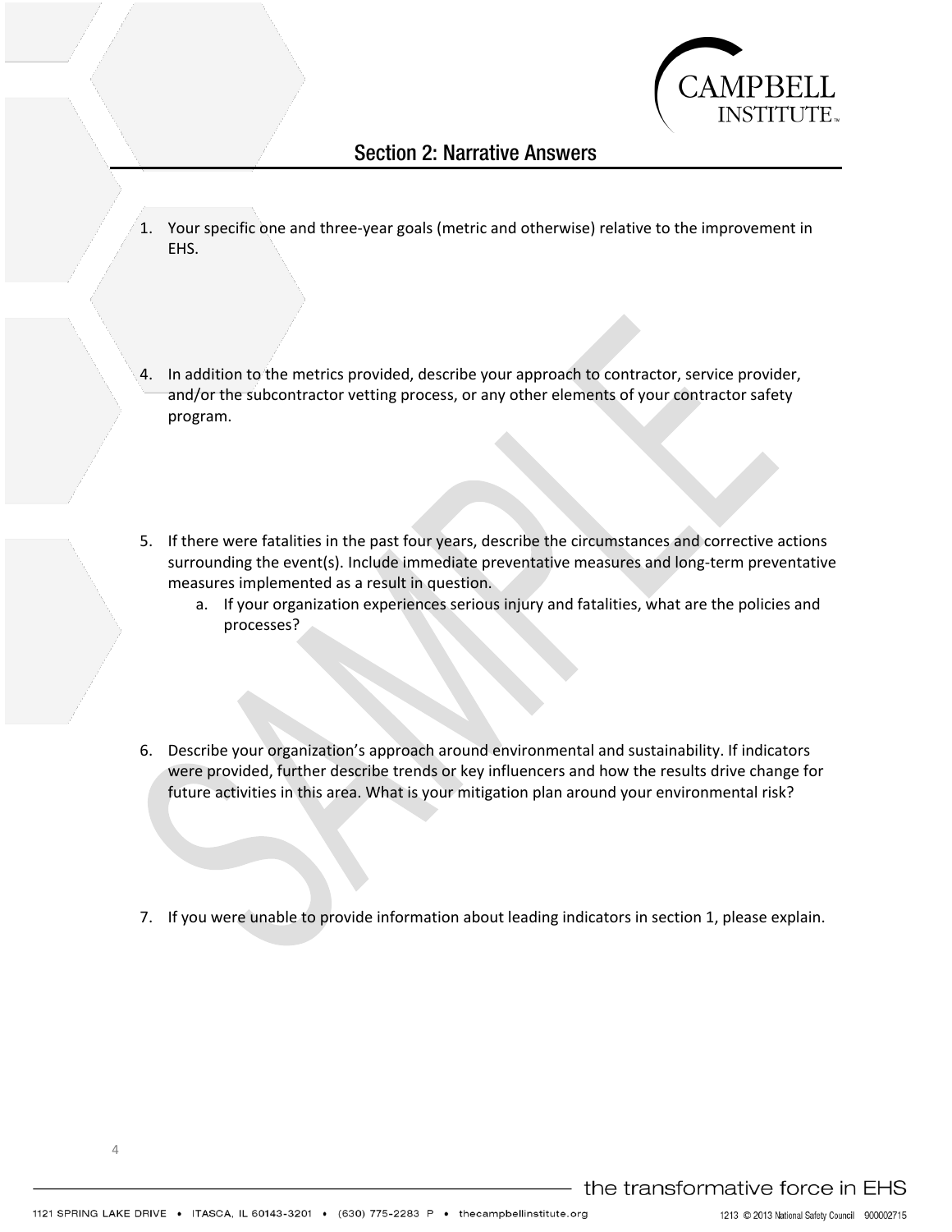## Section 2: Narrative Answers

1. Your specific one and three-year goals (metric and otherwise) relative to the improvement in EHS.

4. In addition to the metrics provided, describe your approach to contractor, service provider, and/or the subcontractor vetting process, or any other elements of your contractor safety program.

5. If there were fatalities in the past four years, describe the circumstances and corrective actions surrounding the event(s). Include immediate preventative measures and long-term preventative measures implemented as a result in question.
   a. If your organization experiences serious injury and fatalities, what are the policies and processes?

6. Describe your organization's approach around environmental and sustainability. If indicators were provided, further describe trends or key influencers and how the results drive change for future activities in this area. What is your mitigation plan around your environmental risk?

7. If you were unable to provide information about leading indicators in section 1, please explain.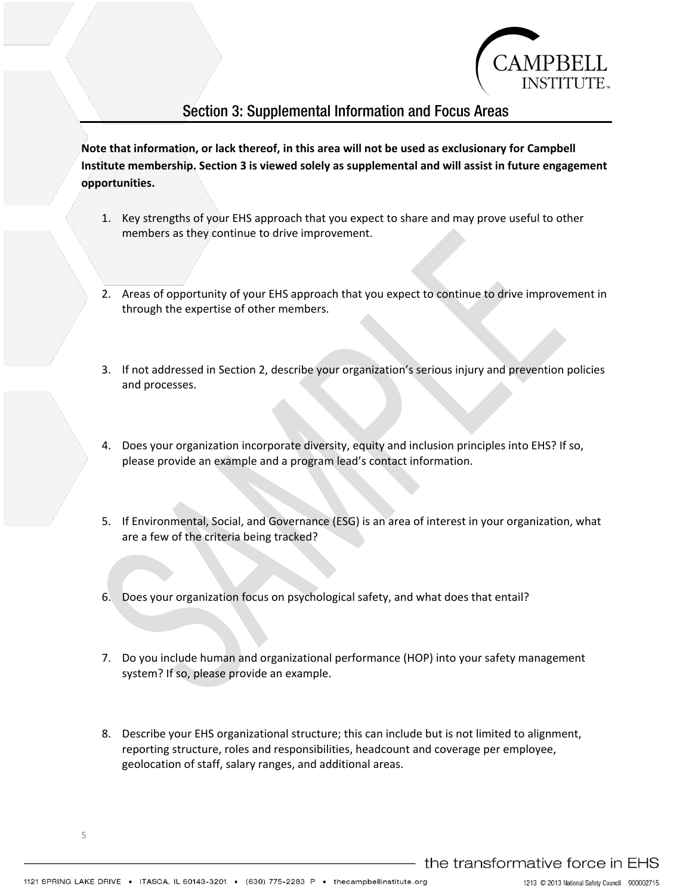## Section 3: Supplemental Information and Focus Areas

**Note that information, or lack thereof, in this area will not be used as exclusionary for Campbell Institute membership. Section 3 is viewed solely as supplemental and will assist in future engagement opportunities.**

1. Key strengths of your EHS approach that you expect to share and may prove useful to other members as they continue to drive improvement.

2. Areas of opportunity of your EHS approach that you expect to continue to drive improvement in through the expertise of other members.

3. If not addressed in Section 2, describe your organization's serious injury and prevention policies and processes.

4. Does your organization incorporate diversity, equity and inclusion principles into EHS? If so, please provide an example and a program lead's contact information.

5. If Environmental, Social, and Governance (ESG) is an area of interest in your organization, what are a few of the criteria being tracked?

6. Does your organization focus on psychological safety, and what does that entail?

7. Do you include human and organizational performance (HOP) into your safety management system? If so, please provide an example.

8. Describe your EHS organizational structure; this can include but is not limited to alignment, reporting structure, roles and responsibilities, headcount and coverage per employee, geolocation of staff, salary ranges, and additional areas.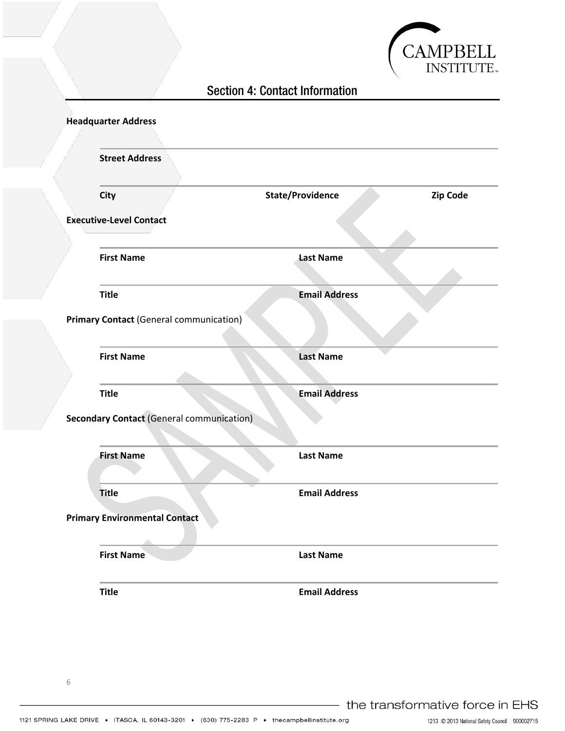## Section 4: Contact Information

**Headquarter Address**

**Street Address**

**City** **State/Providence** **Zip Code**

**Executive-Level Contact**

**First Name** **Last Name**

**Title** **Email Address**

**Primary Contact** (General communication)

**First Name** **Last Name**

**Title** **Email Address**

**Secondary Contact** (General communication)

**First Name** **Last Name**

**Title** **Email Address**

**Primary Environmental Contact**

**First Name** **Last Name**

**Title** **Email Address**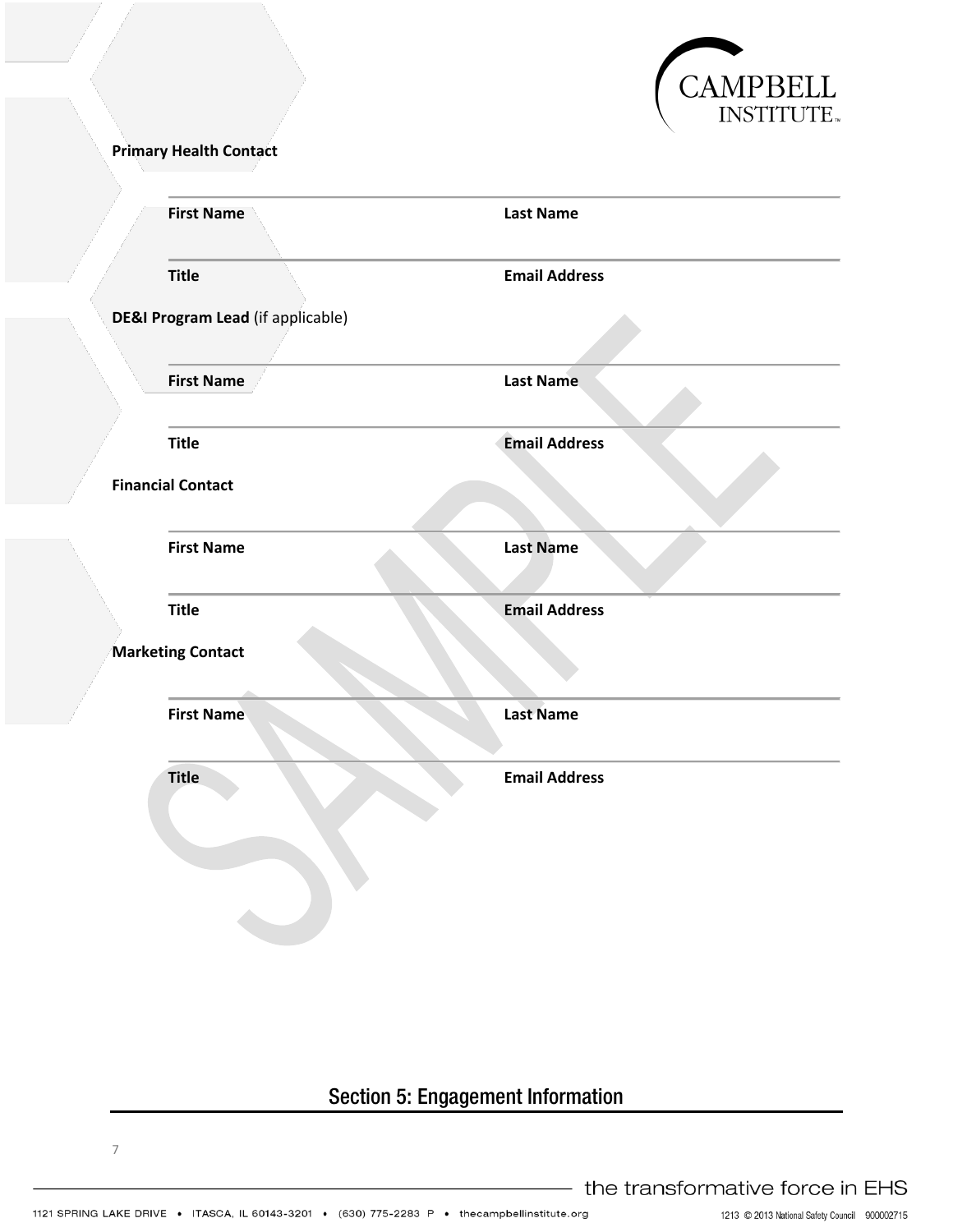**Primary Health Contact**

| | |
|---|---|
| **First Name** | **Last Name** |
| **Title** | **Email Address** |

**DE&I Program Lead** (if applicable)

| | |
|---|---|
| **First Name** | **Last Name** |
| **Title** | **Email Address** |

**Financial Contact**

| | |
|---|---|
| **First Name** | **Last Name** |
| **Title** | **Email Address** |

**Marketing Contact**

| | |
|---|---|
| **First Name** | **Last Name** |
| **Title** | **Email Address** |

## Section 5: Engagement Information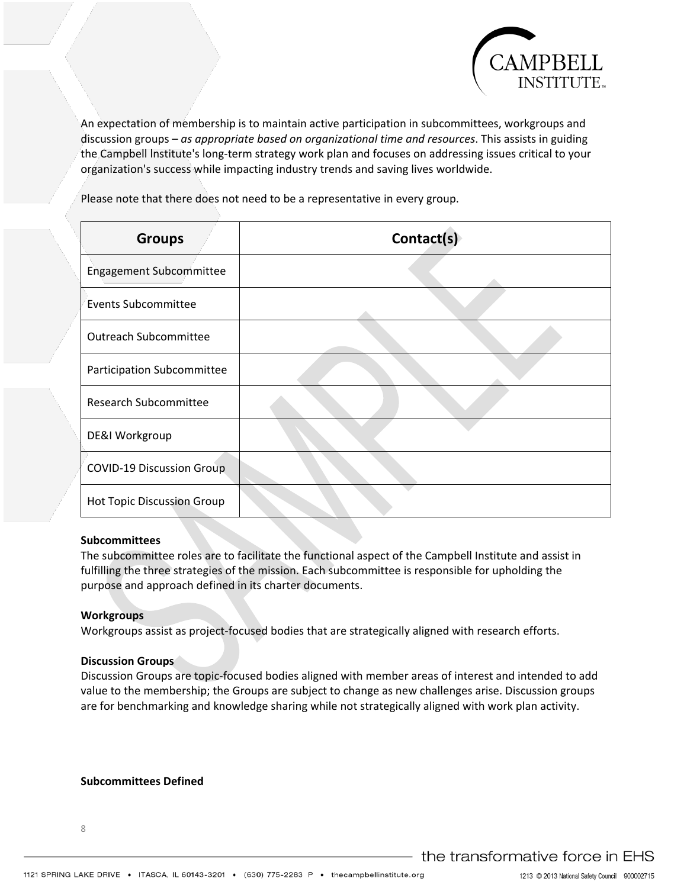An expectation of membership is to maintain active participation in subcommittees, workgroups and discussion groups – *as appropriate based on organizational time and resources*. This assists in guiding the Campbell Institute's long-term strategy work plan and focuses on addressing issues critical to your organization's success while impacting industry trends and saving lives worldwide.

Please note that there does not need to be a representative in every group.

| Groups | Contact(s) |
|---|---|
| Engagement Subcommittee | |
| Events Subcommittee | |
| Outreach Subcommittee | |
| Participation Subcommittee | |
| Research Subcommittee | |
| DE&I Workgroup | |
| COVID-19 Discussion Group | |
| Hot Topic Discussion Group | |

**Subcommittees**
The subcommittee roles are to facilitate the functional aspect of the Campbell Institute and assist in fulfilling the three strategies of the mission. Each subcommittee is responsible for upholding the purpose and approach defined in its charter documents.

**Workgroups**
Workgroups assist as project-focused bodies that are strategically aligned with research efforts.

**Discussion Groups**
Discussion Groups are topic-focused bodies aligned with member areas of interest and intended to add value to the membership; the Groups are subject to change as new challenges arise. Discussion groups are for benchmarking and knowledge sharing while not strategically aligned with work plan activity.

**Subcommittees Defined**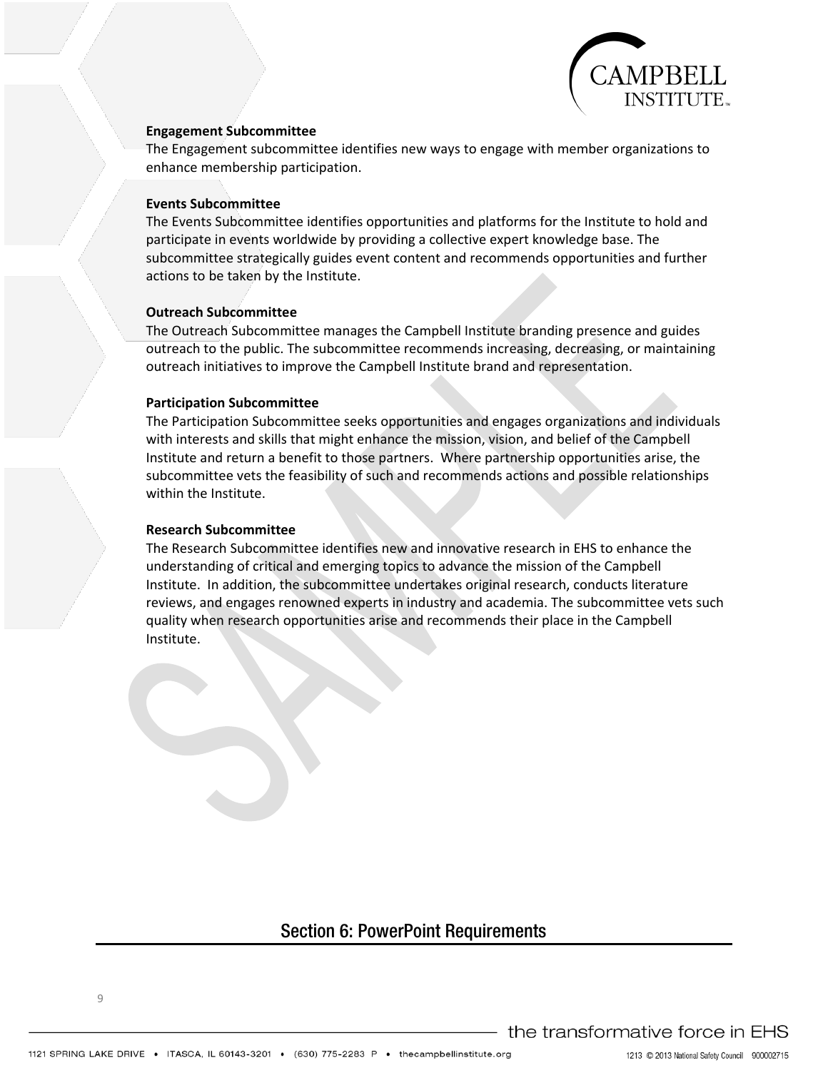**Engagement Subcommittee**

The Engagement subcommittee identifies new ways to engage with member organizations to enhance membership participation.

**Events Subcommittee**

The Events Subcommittee identifies opportunities and platforms for the Institute to hold and participate in events worldwide by providing a collective expert knowledge base. The subcommittee strategically guides event content and recommends opportunities and further actions to be taken by the Institute.

**Outreach Subcommittee**

The Outreach Subcommittee manages the Campbell Institute branding presence and guides outreach to the public. The subcommittee recommends increasing, decreasing, or maintaining outreach initiatives to improve the Campbell Institute brand and representation.

**Participation Subcommittee**

The Participation Subcommittee seeks opportunities and engages organizations and individuals with interests and skills that might enhance the mission, vision, and belief of the Campbell Institute and return a benefit to those partners. Where partnership opportunities arise, the subcommittee vets the feasibility of such and recommends actions and possible relationships within the Institute.

**Research Subcommittee**

The Research Subcommittee identifies new and innovative research in EHS to enhance the understanding of critical and emerging topics to advance the mission of the Campbell Institute. In addition, the subcommittee undertakes original research, conducts literature reviews, and engages renowned experts in industry and academia. The subcommittee vets such quality when research opportunities arise and recommends their place in the Campbell Institute.

## Section 6: PowerPoint Requirements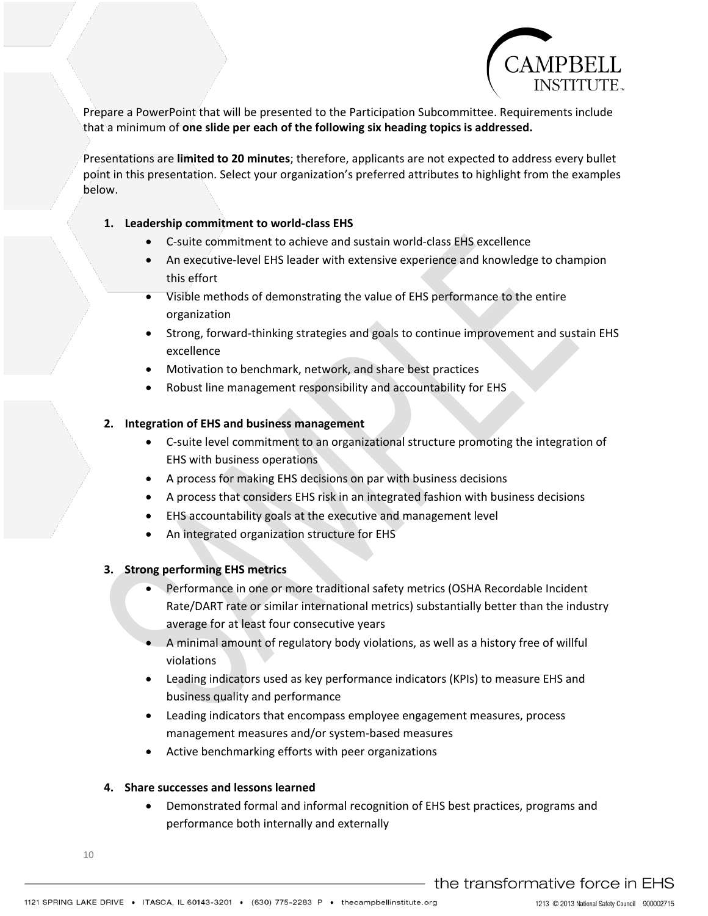Prepare a PowerPoint that will be presented to the Participation Subcommittee. Requirements include that a minimum of **one slide per each of the following six heading topics is addressed.**

Presentations are **limited to 20 minutes**; therefore, applicants are not expected to address every bullet point in this presentation. Select your organization's preferred attributes to highlight from the examples below.

1. **Leadership commitment to world-class EHS**
   - C-suite commitment to achieve and sustain world-class EHS excellence
   - An executive-level EHS leader with extensive experience and knowledge to champion this effort
   - Visible methods of demonstrating the value of EHS performance to the entire organization
   - Strong, forward-thinking strategies and goals to continue improvement and sustain EHS excellence
   - Motivation to benchmark, network, and share best practices
   - Robust line management responsibility and accountability for EHS

2. **Integration of EHS and business management**
   - C-suite level commitment to an organizational structure promoting the integration of EHS with business operations
   - A process for making EHS decisions on par with business decisions
   - A process that considers EHS risk in an integrated fashion with business decisions
   - EHS accountability goals at the executive and management level
   - An integrated organization structure for EHS

3. **Strong performing EHS metrics**
   - Performance in one or more traditional safety metrics (OSHA Recordable Incident Rate/DART rate or similar international metrics) substantially better than the industry average for at least four consecutive years
   - A minimal amount of regulatory body violations, as well as a history free of willful violations
   - Leading indicators used as key performance indicators (KPIs) to measure EHS and business quality and performance
   - Leading indicators that encompass employee engagement measures, process management measures and/or system-based measures
   - Active benchmarking efforts with peer organizations

4. **Share successes and lessons learned**
   - Demonstrated formal and informal recognition of EHS best practices, programs and performance both internally and externally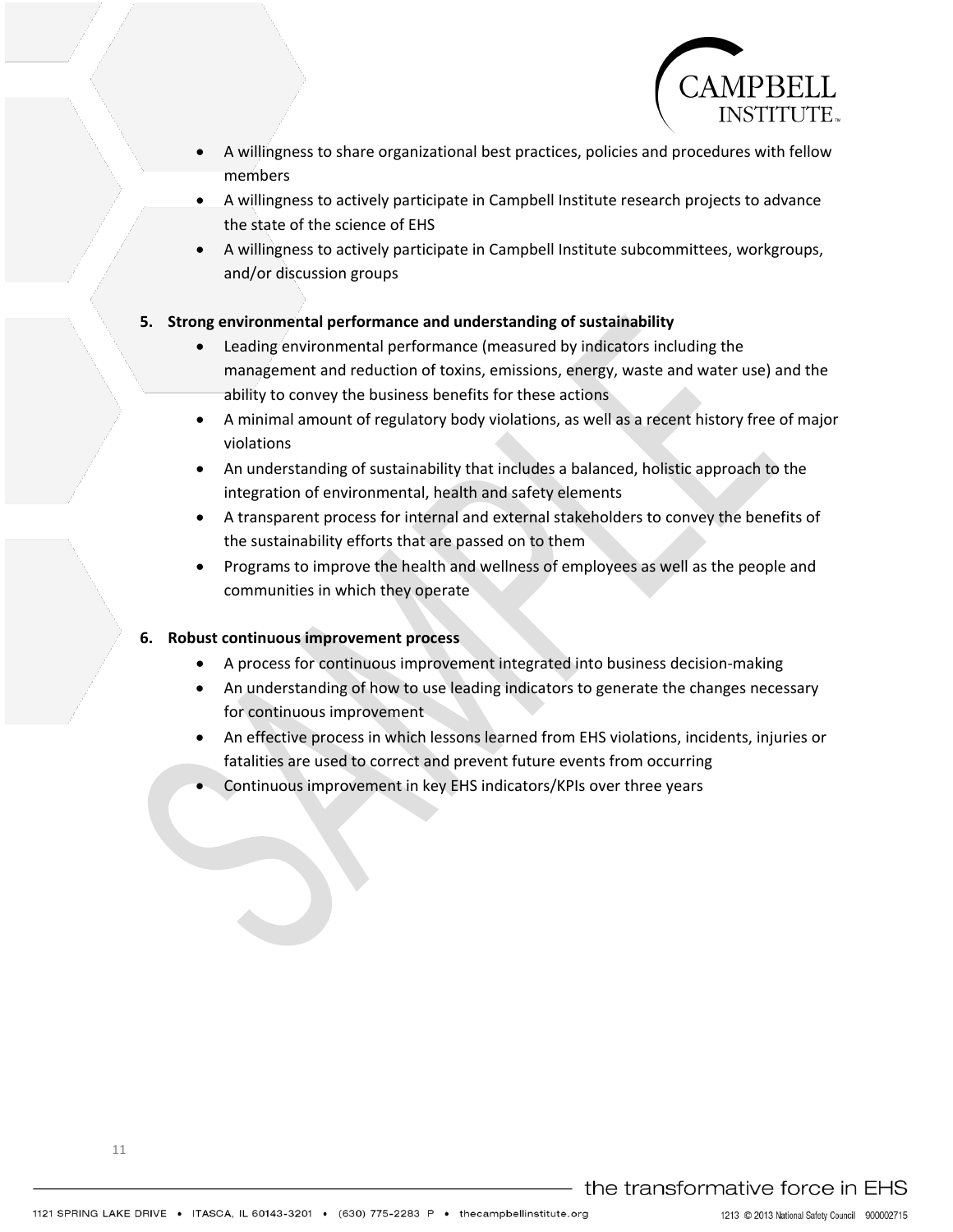- A willingness to share organizational best practices, policies and procedures with fellow members
- A willingness to actively participate in Campbell Institute research projects to advance the state of the science of EHS
- A willingness to actively participate in Campbell Institute subcommittees, workgroups, and/or discussion groups

5. **Strong environmental performance and understanding of sustainability**
   - Leading environmental performance (measured by indicators including the management and reduction of toxins, emissions, energy, waste and water use) and the ability to convey the business benefits for these actions
   - A minimal amount of regulatory body violations, as well as a recent history free of major violations
   - An understanding of sustainability that includes a balanced, holistic approach to the integration of environmental, health and safety elements
   - A transparent process for internal and external stakeholders to convey the benefits of the sustainability efforts that are passed on to them
   - Programs to improve the health and wellness of employees as well as the people and communities in which they operate

6. **Robust continuous improvement process**
   - A process for continuous improvement integrated into business decision-making
   - An understanding of how to use leading indicators to generate the changes necessary for continuous improvement
   - An effective process in which lessons learned from EHS violations, incidents, injuries or fatalities are used to correct and prevent future events from occurring
   - Continuous improvement in key EHS indicators/KPIs over three years